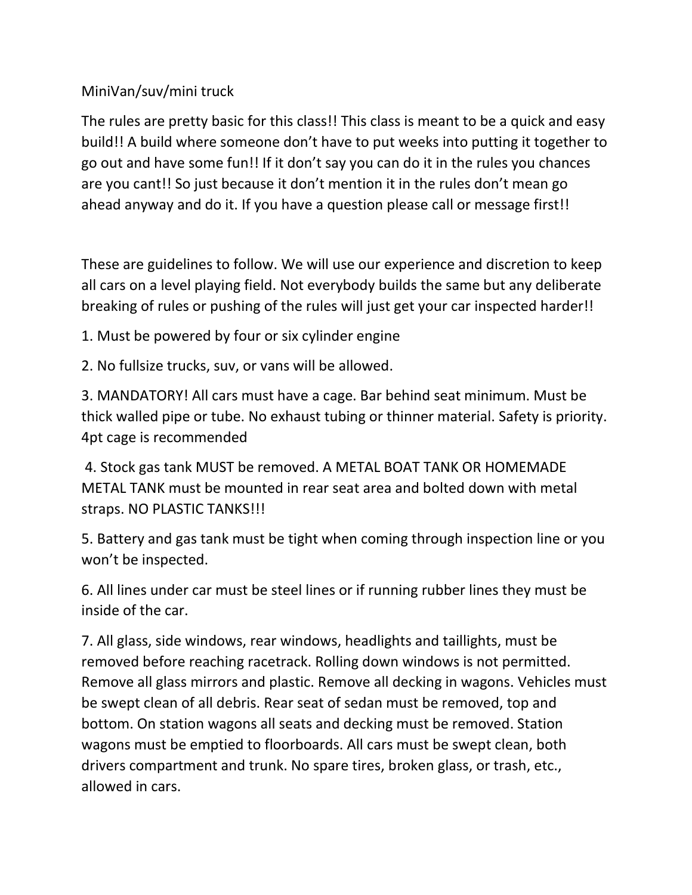# MiniVan/suv/mini truck

The rules are pretty basic for this class!! This class is meant to be a quick and easy build!! A build where someone don't have to put weeks into putting it together to go out and have some fun!! If it don't say you can do it in the rules you chances are you cant!! So just because it don't mention it in the rules don't mean go ahead anyway and do it. If you have a question please call or message first!!

These are guidelines to follow. We will use our experience and discretion to keep all cars on a level playing field. Not everybody builds the same but any deliberate breaking of rules or pushing of the rules will just get your car inspected harder!!

1. Must be powered by four or six cylinder engine

2. No fullsize trucks, suv, or vans will be allowed.

3. MANDATORY! All cars must have a cage. Bar behind seat minimum. Must be thick walled pipe or tube. No exhaust tubing or thinner material. Safety is priority. 4pt cage is recommended

4. Stock gas tank MUST be removed. A METAL BOAT TANK OR HOMEMADE METAL TANK must be mounted in rear seat area and bolted down with metal straps. NO PLASTIC TANKS!!!

5. Battery and gas tank must be tight when coming through inspection line or you won't be inspected.

6. All lines under car must be steel lines or if running rubber lines they must be inside of the car.

7. All glass, side windows, rear windows, headlights and taillights, must be removed before reaching racetrack. Rolling down windows is not permitted. Remove all glass mirrors and plastic. Remove all decking in wagons. Vehicles must be swept clean of all debris. Rear seat of sedan must be removed, top and bottom. On station wagons all seats and decking must be removed. Station wagons must be emptied to floorboards. All cars must be swept clean, both drivers compartment and trunk. No spare tires, broken glass, or trash, etc., allowed in cars.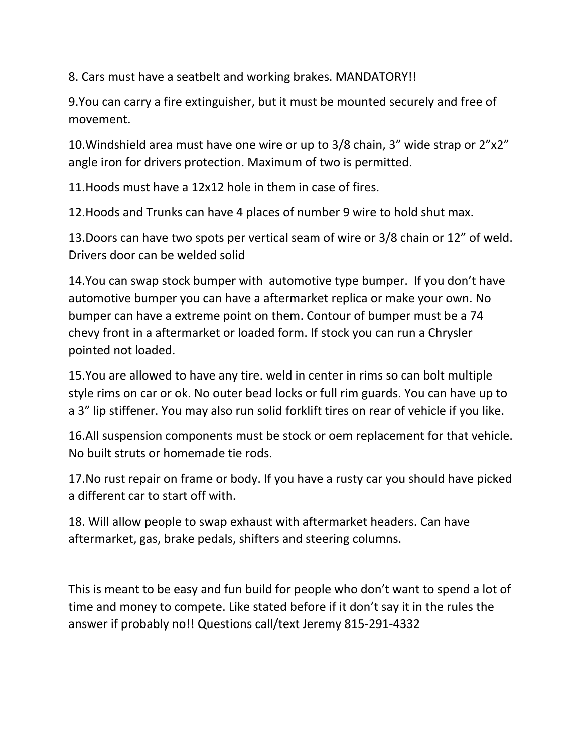8. Cars must have a seatbelt and working brakes. MANDATORY!!

9.You can carry a fire extinguisher, but it must be mounted securely and free of movement.

10.Windshield area must have one wire or up to 3/8 chain, 3" wide strap or 2"x2" angle iron for drivers protection. Maximum of two is permitted.

11.Hoods must have a 12x12 hole in them in case of fires.

12.Hoods and Trunks can have 4 places of number 9 wire to hold shut max.

13.Doors can have two spots per vertical seam of wire or 3/8 chain or 12" of weld. Drivers door can be welded solid

14.You can swap stock bumper with automotive type bumper. If you don't have automotive bumper you can have a aftermarket replica or make your own. No bumper can have a extreme point on them. Contour of bumper must be a 74 chevy front in a aftermarket or loaded form. If stock you can run a Chrysler pointed not loaded.

15.You are allowed to have any tire. weld in center in rims so can bolt multiple style rims on car or ok. No outer bead locks or full rim guards. You can have up to a 3" lip stiffener. You may also run solid forklift tires on rear of vehicle if you like.

16.All suspension components must be stock or oem replacement for that vehicle. No built struts or homemade tie rods.

17.No rust repair on frame or body. If you have a rusty car you should have picked a different car to start off with.

18. Will allow people to swap exhaust with aftermarket headers. Can have aftermarket, gas, brake pedals, shifters and steering columns.

This is meant to be easy and fun build for people who don't want to spend a lot of time and money to compete. Like stated before if it don't say it in the rules the answer if probably no!! Questions call/text Jeremy 815-291-4332